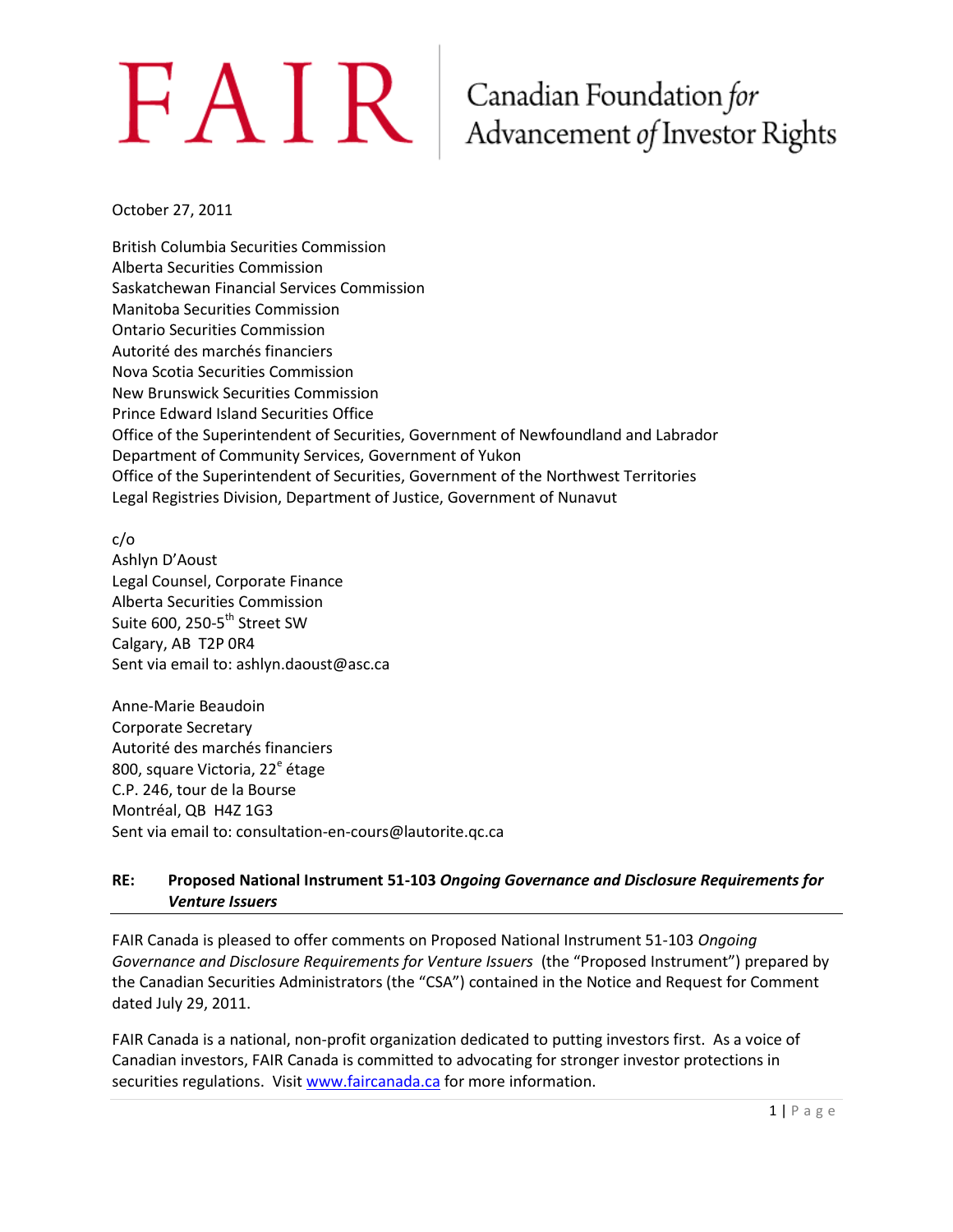FAIR | Canadian Foundation *for* Advancement *of* Investor Rights

October 27, 2011

British Columbia Securities Commission
Alberta Securities Commission
Saskatchewan Financial Services Commission
Manitoba Securities Commission
Ontario Securities Commission
Autorité des marchés financiers
Nova Scotia Securities Commission
New Brunswick Securities Commission
Prince Edward Island Securities Office
Office of the Superintendent of Securities, Government of Newfoundland and Labrador
Department of Community Services, Government of Yukon
Office of the Superintendent of Securities, Government of the Northwest Territories
Legal Registries Division, Department of Justice, Government of Nunavut

c/o
Ashlyn D'Aoust
Legal Counsel, Corporate Finance
Alberta Securities Commission
Suite 600, 250-5th Street SW
Calgary, AB T2P 0R4
Sent via email to: ashlyn.daoust@asc.ca

Anne-Marie Beaudoin
Corporate Secretary
Autorité des marchés financiers
800, square Victoria, 22e étage
C.P. 246, tour de la Bourse
Montréal, QB H4Z 1G3
Sent via email to: consultation-en-cours@lautorite.qc.ca

**RE: Proposed National Instrument 51-103 *Ongoing Governance and Disclosure Requirements for Venture Issuers***

FAIR Canada is pleased to offer comments on Proposed National Instrument 51-103 *Ongoing Governance and Disclosure Requirements for Venture Issuers* (the "Proposed Instrument") prepared by the Canadian Securities Administrators (the "CSA") contained in the Notice and Request for Comment dated July 29, 2011.

FAIR Canada is a national, non-profit organization dedicated to putting investors first. As a voice of Canadian investors, FAIR Canada is committed to advocating for stronger investor protections in securities regulations. Visit www.faircanada.ca for more information.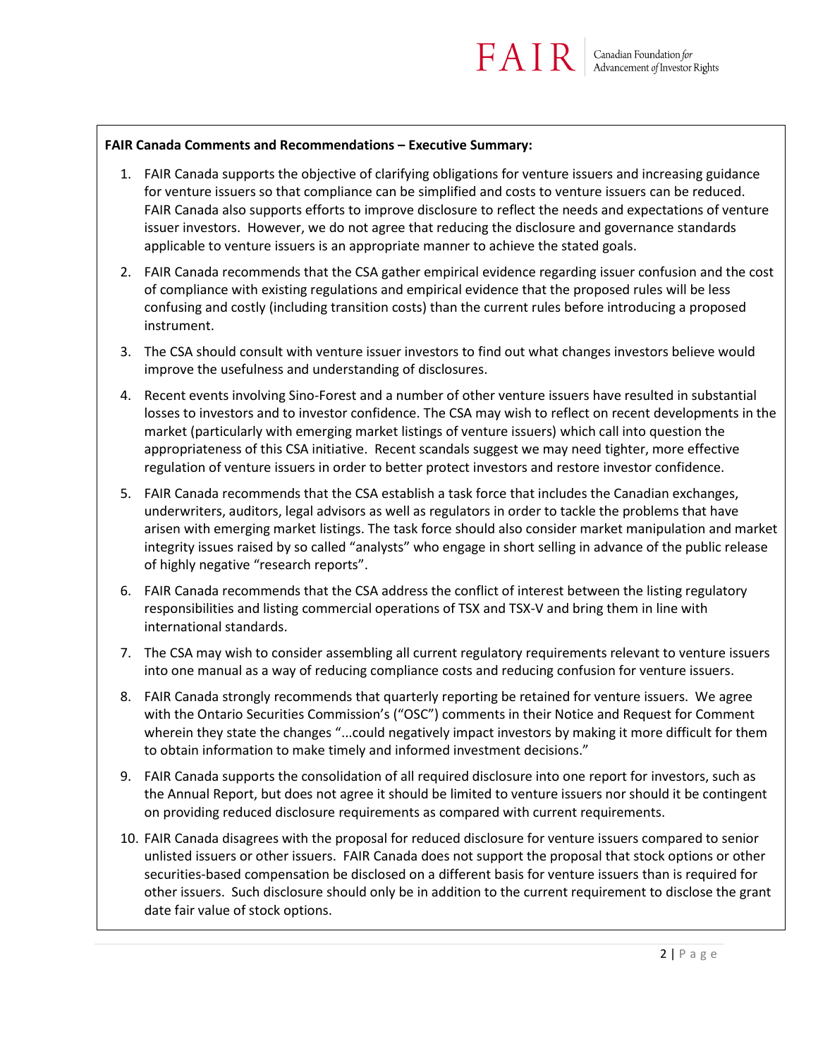**FAIR Canada Comments and Recommendations – Executive Summary:**

1. FAIR Canada supports the objective of clarifying obligations for venture issuers and increasing guidance for venture issuers so that compliance can be simplified and costs to venture issuers can be reduced. FAIR Canada also supports efforts to improve disclosure to reflect the needs and expectations of venture issuer investors. However, we do not agree that reducing the disclosure and governance standards applicable to venture issuers is an appropriate manner to achieve the stated goals.
2. FAIR Canada recommends that the CSA gather empirical evidence regarding issuer confusion and the cost of compliance with existing regulations and empirical evidence that the proposed rules will be less confusing and costly (including transition costs) than the current rules before introducing a proposed instrument.
3. The CSA should consult with venture issuer investors to find out what changes investors believe would improve the usefulness and understanding of disclosures.
4. Recent events involving Sino-Forest and a number of other venture issuers have resulted in substantial losses to investors and to investor confidence. The CSA may wish to reflect on recent developments in the market (particularly with emerging market listings of venture issuers) which call into question the appropriateness of this CSA initiative. Recent scandals suggest we may need tighter, more effective regulation of venture issuers in order to better protect investors and restore investor confidence.
5. FAIR Canada recommends that the CSA establish a task force that includes the Canadian exchanges, underwriters, auditors, legal advisors as well as regulators in order to tackle the problems that have arisen with emerging market listings. The task force should also consider market manipulation and market integrity issues raised by so called "analysts" who engage in short selling in advance of the public release of highly negative "research reports".
6. FAIR Canada recommends that the CSA address the conflict of interest between the listing regulatory responsibilities and listing commercial operations of TSX and TSX-V and bring them in line with international standards.
7. The CSA may wish to consider assembling all current regulatory requirements relevant to venture issuers into one manual as a way of reducing compliance costs and reducing confusion for venture issuers.
8. FAIR Canada strongly recommends that quarterly reporting be retained for venture issuers. We agree with the Ontario Securities Commission's ("OSC") comments in their Notice and Request for Comment wherein they state the changes "...could negatively impact investors by making it more difficult for them to obtain information to make timely and informed investment decisions."
9. FAIR Canada supports the consolidation of all required disclosure into one report for investors, such as the Annual Report, but does not agree it should be limited to venture issuers nor should it be contingent on providing reduced disclosure requirements as compared with current requirements.
10. FAIR Canada disagrees with the proposal for reduced disclosure for venture issuers compared to senior unlisted issuers or other issuers. FAIR Canada does not support the proposal that stock options or other securities-based compensation be disclosed on a different basis for venture issuers than is required for other issuers. Such disclosure should only be in addition to the current requirement to disclose the grant date fair value of stock options.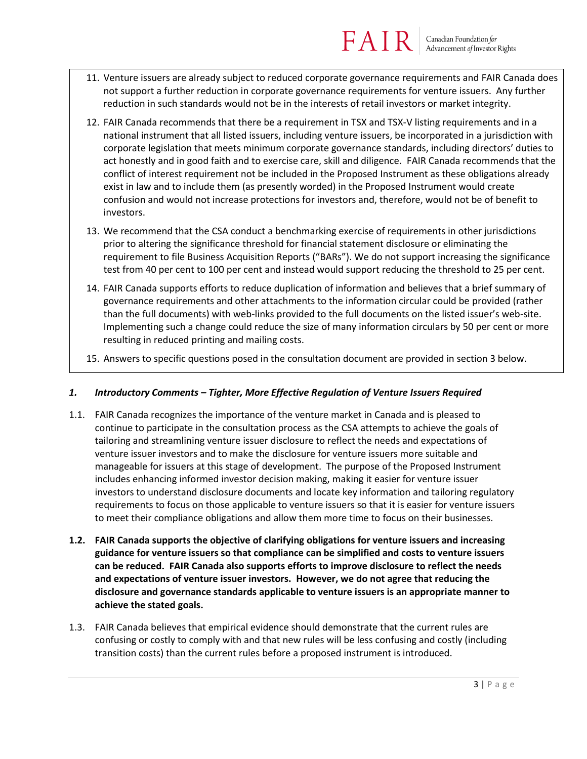11. Venture issuers are already subject to reduced corporate governance requirements and FAIR Canada does not support a further reduction in corporate governance requirements for venture issuers. Any further reduction in such standards would not be in the interests of retail investors or market integrity.

12. FAIR Canada recommends that there be a requirement in TSX and TSX-V listing requirements and in a national instrument that all listed issuers, including venture issuers, be incorporated in a jurisdiction with corporate legislation that meets minimum corporate governance standards, including directors' duties to act honestly and in good faith and to exercise care, skill and diligence. FAIR Canada recommends that the conflict of interest requirement not be included in the Proposed Instrument as these obligations already exist in law and to include them (as presently worded) in the Proposed Instrument would create confusion and would not increase protections for investors and, therefore, would not be of benefit to investors.

13. We recommend that the CSA conduct a benchmarking exercise of requirements in other jurisdictions prior to altering the significance threshold for financial statement disclosure or eliminating the requirement to file Business Acquisition Reports ("BARs"). We do not support increasing the significance test from 40 per cent to 100 per cent and instead would support reducing the threshold to 25 per cent.

14. FAIR Canada supports efforts to reduce duplication of information and believes that a brief summary of governance requirements and other attachments to the information circular could be provided (rather than the full documents) with web-links provided to the full documents on the listed issuer's web-site. Implementing such a change could reduce the size of many information circulars by 50 per cent or more resulting in reduced printing and mailing costs.

15. Answers to specific questions posed in the consultation document are provided in section 3 below.

## *1. Introductory Comments – Tighter, More Effective Regulation of Venture Issuers Required*

1.1. FAIR Canada recognizes the importance of the venture market in Canada and is pleased to continue to participate in the consultation process as the CSA attempts to achieve the goals of tailoring and streamlining venture issuer disclosure to reflect the needs and expectations of venture issuer investors and to make the disclosure for venture issuers more suitable and manageable for issuers at this stage of development. The purpose of the Proposed Instrument includes enhancing informed investor decision making, making it easier for venture issuer investors to understand disclosure documents and locate key information and tailoring regulatory requirements to focus on those applicable to venture issuers so that it is easier for venture issuers to meet their compliance obligations and allow them more time to focus on their businesses.

**1.2. FAIR Canada supports the objective of clarifying obligations for venture issuers and increasing guidance for venture issuers so that compliance can be simplified and costs to venture issuers can be reduced. FAIR Canada also supports efforts to improve disclosure to reflect the needs and expectations of venture issuer investors. However, we do not agree that reducing the disclosure and governance standards applicable to venture issuers is an appropriate manner to achieve the stated goals.**

1.3. FAIR Canada believes that empirical evidence should demonstrate that the current rules are confusing or costly to comply with and that new rules will be less confusing and costly (including transition costs) than the current rules before a proposed instrument is introduced.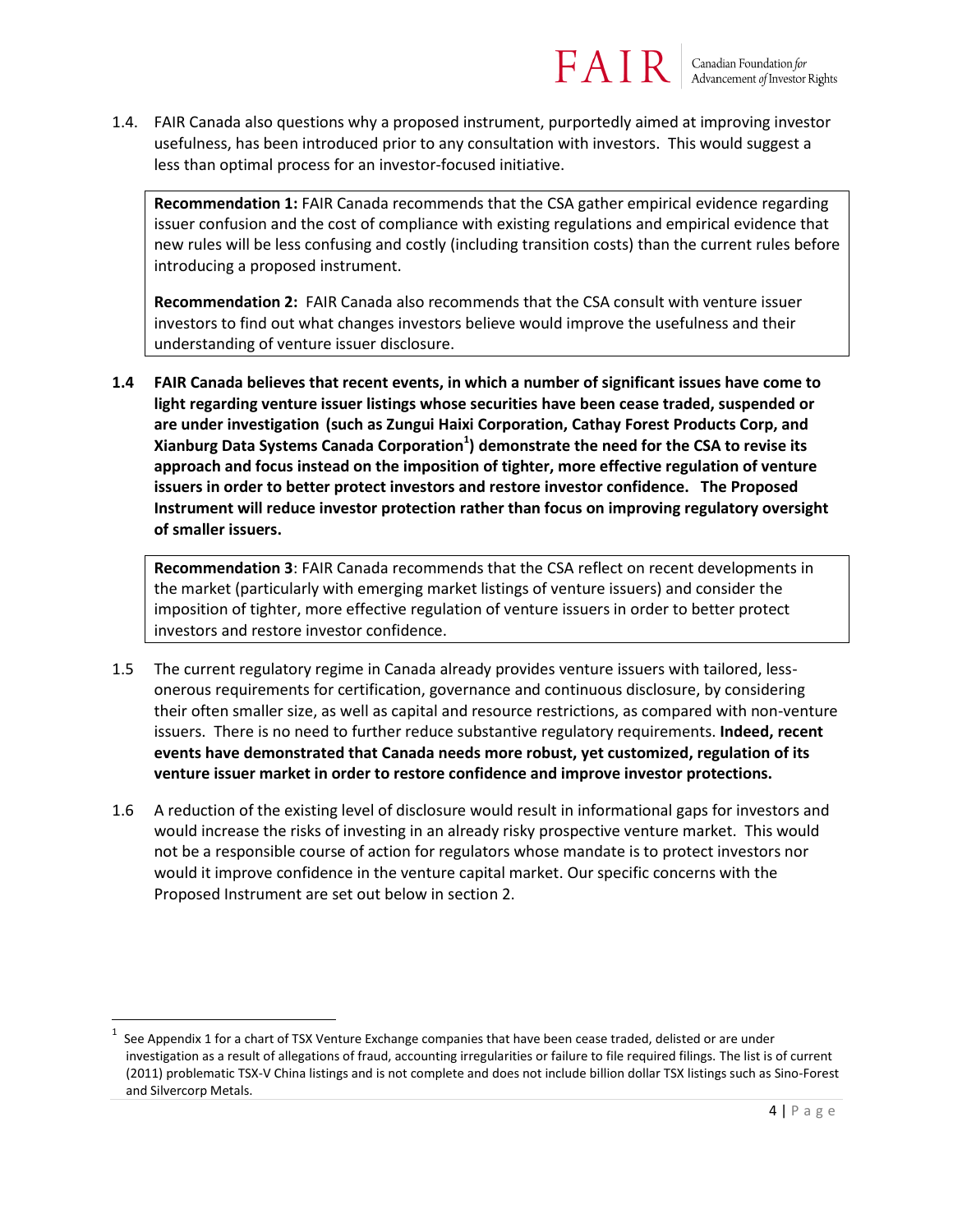1.4. FAIR Canada also questions why a proposed instrument, purportedly aimed at improving investor usefulness, has been introduced prior to any consultation with investors. This would suggest a less than optimal process for an investor-focused initiative.

> **Recommendation 1:** FAIR Canada recommends that the CSA gather empirical evidence regarding issuer confusion and the cost of compliance with existing regulations and empirical evidence that new rules will be less confusing and costly (including transition costs) than the current rules before introducing a proposed instrument.
>
> **Recommendation 2:** FAIR Canada also recommends that the CSA consult with venture issuer investors to find out what changes investors believe would improve the usefulness and their understanding of venture issuer disclosure.

**1.4 FAIR Canada believes that recent events, in which a number of significant issues have come to light regarding venture issuer listings whose securities have been cease traded, suspended or are under investigation (such as Zungui Haixi Corporation, Cathay Forest Products Corp, and Xianburg Data Systems Canada Corporation[1]) demonstrate the need for the CSA to revise its approach and focus instead on the imposition of tighter, more effective regulation of venture issuers in order to better protect investors and restore investor confidence. The Proposed Instrument will reduce investor protection rather than focus on improving regulatory oversight of smaller issuers.**

> **Recommendation 3**: FAIR Canada recommends that the CSA reflect on recent developments in the market (particularly with emerging market listings of venture issuers) and consider the imposition of tighter, more effective regulation of venture issuers in order to better protect investors and restore investor confidence.

1.5 The current regulatory regime in Canada already provides venture issuers with tailored, less-onerous requirements for certification, governance and continuous disclosure, by considering their often smaller size, as well as capital and resource restrictions, as compared with non-venture issuers. There is no need to further reduce substantive regulatory requirements. **Indeed, recent events have demonstrated that Canada needs more robust, yet customized, regulation of its venture issuer market in order to restore confidence and improve investor protections.**

1.6 A reduction of the existing level of disclosure would result in informational gaps for investors and would increase the risks of investing in an already risky prospective venture market. This would not be a responsible course of action for regulators whose mandate is to protect investors nor would it improve confidence in the venture capital market. Our specific concerns with the Proposed Instrument are set out below in section 2.

---

[1] See Appendix 1 for a chart of TSX Venture Exchange companies that have been cease traded, delisted or are under investigation as a result of allegations of fraud, accounting irregularities or failure to file required filings. The list is of current (2011) problematic TSX-V China listings and is not complete and does not include billion dollar TSX listings such as Sino-Forest and Silvercorp Metals.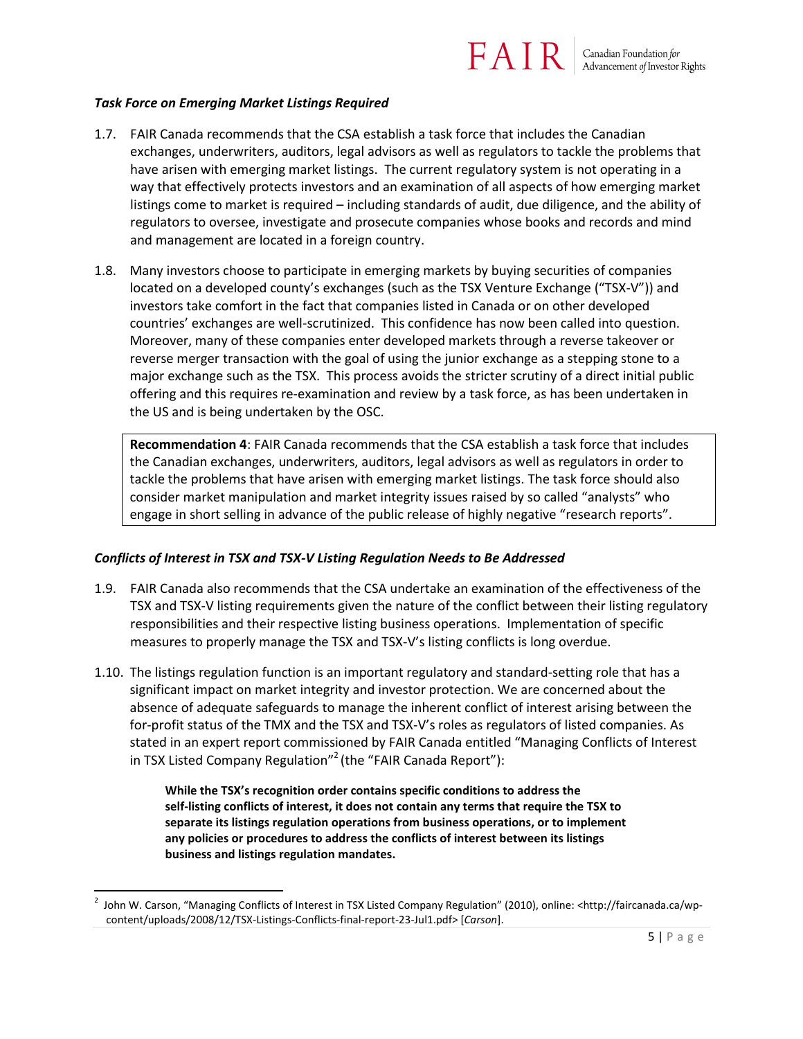### *Task Force on Emerging Market Listings Required*

1.7. FAIR Canada recommends that the CSA establish a task force that includes the Canadian exchanges, underwriters, auditors, legal advisors as well as regulators to tackle the problems that have arisen with emerging market listings. The current regulatory system is not operating in a way that effectively protects investors and an examination of all aspects of how emerging market listings come to market is required – including standards of audit, due diligence, and the ability of regulators to oversee, investigate and prosecute companies whose books and records and mind and management are located in a foreign country.

1.8. Many investors choose to participate in emerging markets by buying securities of companies located on a developed county's exchanges (such as the TSX Venture Exchange ("TSX-V")) and investors take comfort in the fact that companies listed in Canada or on other developed countries' exchanges are well-scrutinized. This confidence has now been called into question. Moreover, many of these companies enter developed markets through a reverse takeover or reverse merger transaction with the goal of using the junior exchange as a stepping stone to a major exchange such as the TSX. This process avoids the stricter scrutiny of a direct initial public offering and this requires re-examination and review by a task force, as has been undertaken in the US and is being undertaken by the OSC.

> **Recommendation 4**: FAIR Canada recommends that the CSA establish a task force that includes the Canadian exchanges, underwriters, auditors, legal advisors as well as regulators in order to tackle the problems that have arisen with emerging market listings. The task force should also consider market manipulation and market integrity issues raised by so called "analysts" who engage in short selling in advance of the public release of highly negative "research reports".

### *Conflicts of Interest in TSX and TSX-V Listing Regulation Needs to Be Addressed*

1.9. FAIR Canada also recommends that the CSA undertake an examination of the effectiveness of the TSX and TSX-V listing requirements given the nature of the conflict between their listing regulatory responsibilities and their respective listing business operations. Implementation of specific measures to properly manage the TSX and TSX-V's listing conflicts is long overdue.

1.10. The listings regulation function is an important regulatory and standard-setting role that has a significant impact on market integrity and investor protection. We are concerned about the absence of adequate safeguards to manage the inherent conflict of interest arising between the for-profit status of the TMX and the TSX and TSX-V's roles as regulators of listed companies. As stated in an expert report commissioned by FAIR Canada entitled "Managing Conflicts of Interest in TSX Listed Company Regulation"[2] (the "FAIR Canada Report"):

> **While the TSX's recognition order contains specific conditions to address the self-listing conflicts of interest, it does not contain any terms that require the TSX to separate its listings regulation operations from business operations, or to implement any policies or procedures to address the conflicts of interest between its listings business and listings regulation mandates.**

---

[2] John W. Carson, "Managing Conflicts of Interest in TSX Listed Company Regulation" (2010), online: <http://faircanada.ca/wp-content/uploads/2008/12/TSX-Listings-Conflicts-final-report-23-Jul1.pdf> [*Carson*].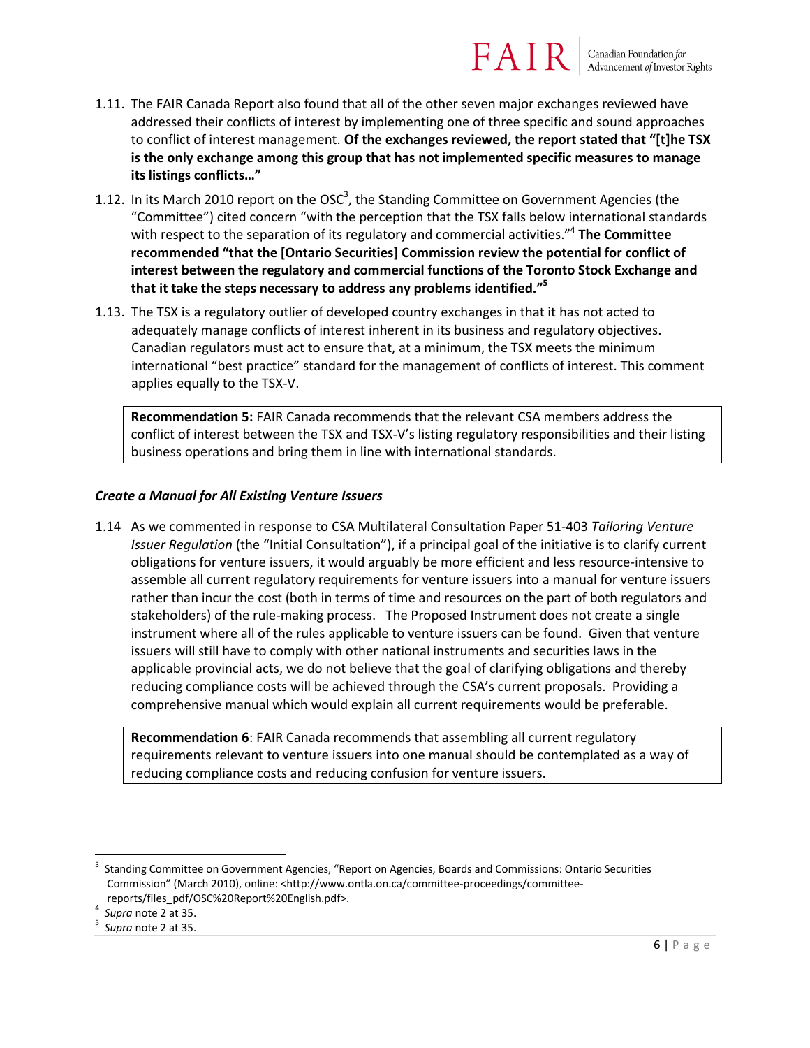1.11. The FAIR Canada Report also found that all of the other seven major exchanges reviewed have addressed their conflicts of interest by implementing one of three specific and sound approaches to conflict of interest management. **Of the exchanges reviewed, the report stated that "[t]he TSX is the only exchange among this group that has not implemented specific measures to manage its listings conflicts…"**

1.12. In its March 2010 report on the OSC[3], the Standing Committee on Government Agencies (the "Committee") cited concern "with the perception that the TSX falls below international standards with respect to the separation of its regulatory and commercial activities."[4] **The Committee recommended "that the [Ontario Securities] Commission review the potential for conflict of interest between the regulatory and commercial functions of the Toronto Stock Exchange and that it take the steps necessary to address any problems identified."[5]**

1.13. The TSX is a regulatory outlier of developed country exchanges in that it has not acted to adequately manage conflicts of interest inherent in its business and regulatory objectives. Canadian regulators must act to ensure that, at a minimum, the TSX meets the minimum international "best practice" standard for the management of conflicts of interest. This comment applies equally to the TSX-V.

> **Recommendation 5:** FAIR Canada recommends that the relevant CSA members address the conflict of interest between the TSX and TSX-V's listing regulatory responsibilities and their listing business operations and bring them in line with international standards.

### *Create a Manual for All Existing Venture Issuers*

1.14 As we commented in response to CSA Multilateral Consultation Paper 51-403 *Tailoring Venture Issuer Regulation* (the "Initial Consultation"), if a principal goal of the initiative is to clarify current obligations for venture issuers, it would arguably be more efficient and less resource-intensive to assemble all current regulatory requirements for venture issuers into a manual for venture issuers rather than incur the cost (both in terms of time and resources on the part of both regulators and stakeholders) of the rule-making process. The Proposed Instrument does not create a single instrument where all of the rules applicable to venture issuers can be found. Given that venture issuers will still have to comply with other national instruments and securities laws in the applicable provincial acts, we do not believe that the goal of clarifying obligations and thereby reducing compliance costs will be achieved through the CSA's current proposals. Providing a comprehensive manual which would explain all current requirements would be preferable.

> **Recommendation 6**: FAIR Canada recommends that assembling all current regulatory requirements relevant to venture issuers into one manual should be contemplated as a way of reducing compliance costs and reducing confusion for venture issuers.

---

[3] Standing Committee on Government Agencies, "Report on Agencies, Boards and Commissions: Ontario Securities Commission" (March 2010), online: <http://www.ontla.on.ca/committee-proceedings/committee-reports/files_pdf/OSC%20Report%20English.pdf>.

[4] *Supra* note 2 at 35.

[5] *Supra* note 2 at 35.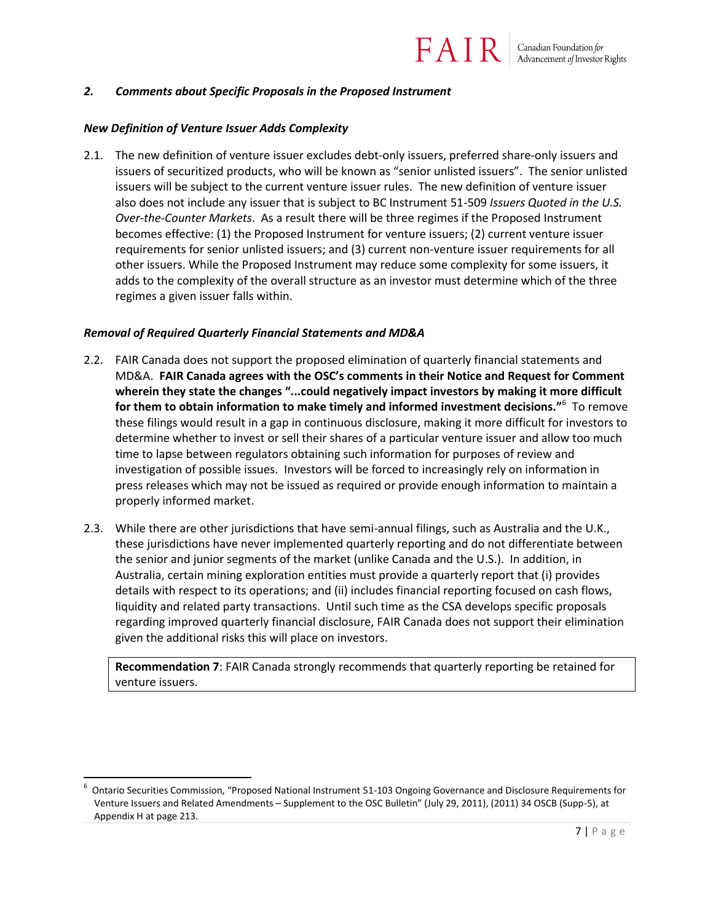## *2. Comments about Specific Proposals in the Proposed Instrument*

### *New Definition of Venture Issuer Adds Complexity*

2.1. The new definition of venture issuer excludes debt-only issuers, preferred share-only issuers and issuers of securitized products, who will be known as "senior unlisted issuers". The senior unlisted issuers will be subject to the current venture issuer rules. The new definition of venture issuer also does not include any issuer that is subject to BC Instrument 51-509 *Issuers Quoted in the U.S. Over-the-Counter Markets*. As a result there will be three regimes if the Proposed Instrument becomes effective: (1) the Proposed Instrument for venture issuers; (2) current venture issuer requirements for senior unlisted issuers; and (3) current non-venture issuer requirements for all other issuers. While the Proposed Instrument may reduce some complexity for some issuers, it adds to the complexity of the overall structure as an investor must determine which of the three regimes a given issuer falls within.

### *Removal of Required Quarterly Financial Statements and MD&A*

2.2. FAIR Canada does not support the proposed elimination of quarterly financial statements and MD&A. **FAIR Canada agrees with the OSC's comments in their Notice and Request for Comment wherein they state the changes "...could negatively impact investors by making it more difficult for them to obtain information to make timely and informed investment decisions."**[6] To remove these filings would result in a gap in continuous disclosure, making it more difficult for investors to determine whether to invest or sell their shares of a particular venture issuer and allow too much time to lapse between regulators obtaining such information for purposes of review and investigation of possible issues. Investors will be forced to increasingly rely on information in press releases which may not be issued as required or provide enough information to maintain a properly informed market.

2.3. While there are other jurisdictions that have semi-annual filings, such as Australia and the U.K., these jurisdictions have never implemented quarterly reporting and do not differentiate between the senior and junior segments of the market (unlike Canada and the U.S.). In addition, in Australia, certain mining exploration entities must provide a quarterly report that (i) provides details with respect to its operations; and (ii) includes financial reporting focused on cash flows, liquidity and related party transactions. Until such time as the CSA develops specific proposals regarding improved quarterly financial disclosure, FAIR Canada does not support their elimination given the additional risks this will place on investors.

> **Recommendation 7**: FAIR Canada strongly recommends that quarterly reporting be retained for venture issuers.

---

[6] Ontario Securities Commission, "Proposed National Instrument 51-103 Ongoing Governance and Disclosure Requirements for Venture Issuers and Related Amendments – Supplement to the OSC Bulletin" (July 29, 2011), (2011) 34 OSCB (Supp-5), at Appendix H at page 213.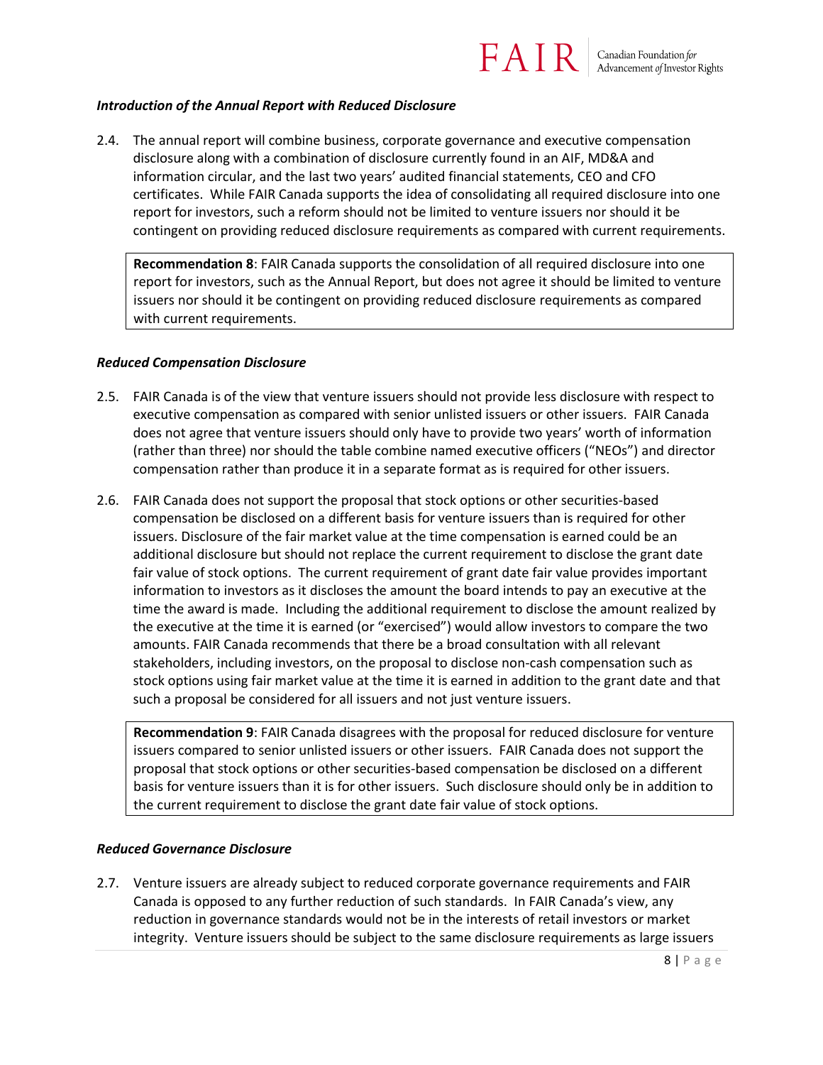### *Introduction of the Annual Report with Reduced Disclosure*

2.4. The annual report will combine business, corporate governance and executive compensation disclosure along with a combination of disclosure currently found in an AIF, MD&A and information circular, and the last two years' audited financial statements, CEO and CFO certificates. While FAIR Canada supports the idea of consolidating all required disclosure into one report for investors, such a reform should not be limited to venture issuers nor should it be contingent on providing reduced disclosure requirements as compared with current requirements.

> **Recommendation 8**: FAIR Canada supports the consolidation of all required disclosure into one report for investors, such as the Annual Report, but does not agree it should be limited to venture issuers nor should it be contingent on providing reduced disclosure requirements as compared with current requirements.

### *Reduced Compensation Disclosure*

2.5. FAIR Canada is of the view that venture issuers should not provide less disclosure with respect to executive compensation as compared with senior unlisted issuers or other issuers. FAIR Canada does not agree that venture issuers should only have to provide two years' worth of information (rather than three) nor should the table combine named executive officers ("NEOs") and director compensation rather than produce it in a separate format as is required for other issuers.

2.6. FAIR Canada does not support the proposal that stock options or other securities-based compensation be disclosed on a different basis for venture issuers than is required for other issuers. Disclosure of the fair market value at the time compensation is earned could be an additional disclosure but should not replace the current requirement to disclose the grant date fair value of stock options. The current requirement of grant date fair value provides important information to investors as it discloses the amount the board intends to pay an executive at the time the award is made. Including the additional requirement to disclose the amount realized by the executive at the time it is earned (or "exercised") would allow investors to compare the two amounts. FAIR Canada recommends that there be a broad consultation with all relevant stakeholders, including investors, on the proposal to disclose non-cash compensation such as stock options using fair market value at the time it is earned in addition to the grant date and that such a proposal be considered for all issuers and not just venture issuers.

> **Recommendation 9**: FAIR Canada disagrees with the proposal for reduced disclosure for venture issuers compared to senior unlisted issuers or other issuers. FAIR Canada does not support the proposal that stock options or other securities-based compensation be disclosed on a different basis for venture issuers than it is for other issuers. Such disclosure should only be in addition to the current requirement to disclose the grant date fair value of stock options.

### *Reduced Governance Disclosure*

2.7. Venture issuers are already subject to reduced corporate governance requirements and FAIR Canada is opposed to any further reduction of such standards. In FAIR Canada's view, any reduction in governance standards would not be in the interests of retail investors or market integrity. Venture issuers should be subject to the same disclosure requirements as large issuers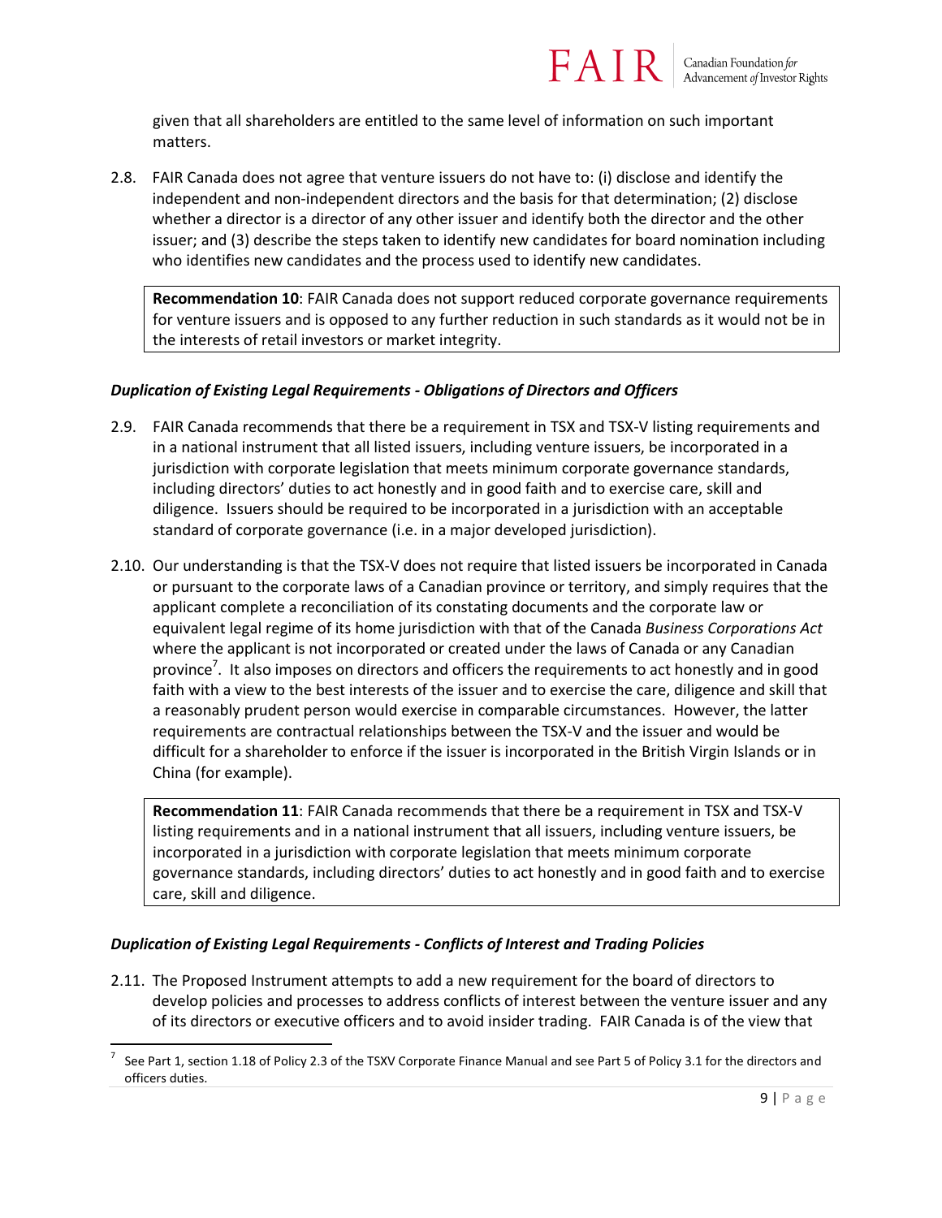given that all shareholders are entitled to the same level of information on such important matters.

2.8. FAIR Canada does not agree that venture issuers do not have to: (i) disclose and identify the independent and non-independent directors and the basis for that determination; (2) disclose whether a director is a director of any other issuer and identify both the director and the other issuer; and (3) describe the steps taken to identify new candidates for board nomination including who identifies new candidates and the process used to identify new candidates.

> **Recommendation 10**: FAIR Canada does not support reduced corporate governance requirements for venture issuers and is opposed to any further reduction in such standards as it would not be in the interests of retail investors or market integrity.

### *Duplication of Existing Legal Requirements - Obligations of Directors and Officers*

2.9. FAIR Canada recommends that there be a requirement in TSX and TSX-V listing requirements and in a national instrument that all listed issuers, including venture issuers, be incorporated in a jurisdiction with corporate legislation that meets minimum corporate governance standards, including directors' duties to act honestly and in good faith and to exercise care, skill and diligence. Issuers should be required to be incorporated in a jurisdiction with an acceptable standard of corporate governance (i.e. in a major developed jurisdiction).

2.10. Our understanding is that the TSX-V does not require that listed issuers be incorporated in Canada or pursuant to the corporate laws of a Canadian province or territory, and simply requires that the applicant complete a reconciliation of its constating documents and the corporate law or equivalent legal regime of its home jurisdiction with that of the Canada *Business Corporations Act* where the applicant is not incorporated or created under the laws of Canada or any Canadian province[7]. It also imposes on directors and officers the requirements to act honestly and in good faith with a view to the best interests of the issuer and to exercise the care, diligence and skill that a reasonably prudent person would exercise in comparable circumstances. However, the latter requirements are contractual relationships between the TSX-V and the issuer and would be difficult for a shareholder to enforce if the issuer is incorporated in the British Virgin Islands or in China (for example).

> **Recommendation 11**: FAIR Canada recommends that there be a requirement in TSX and TSX-V listing requirements and in a national instrument that all issuers, including venture issuers, be incorporated in a jurisdiction with corporate legislation that meets minimum corporate governance standards, including directors' duties to act honestly and in good faith and to exercise care, skill and diligence.

### *Duplication of Existing Legal Requirements - Conflicts of Interest and Trading Policies*

2.11. The Proposed Instrument attempts to add a new requirement for the board of directors to develop policies and processes to address conflicts of interest between the venture issuer and any of its directors or executive officers and to avoid insider trading. FAIR Canada is of the view that

---

[7] See Part 1, section 1.18 of Policy 2.3 of the TSXV Corporate Finance Manual and see Part 5 of Policy 3.1 for the directors and officers duties.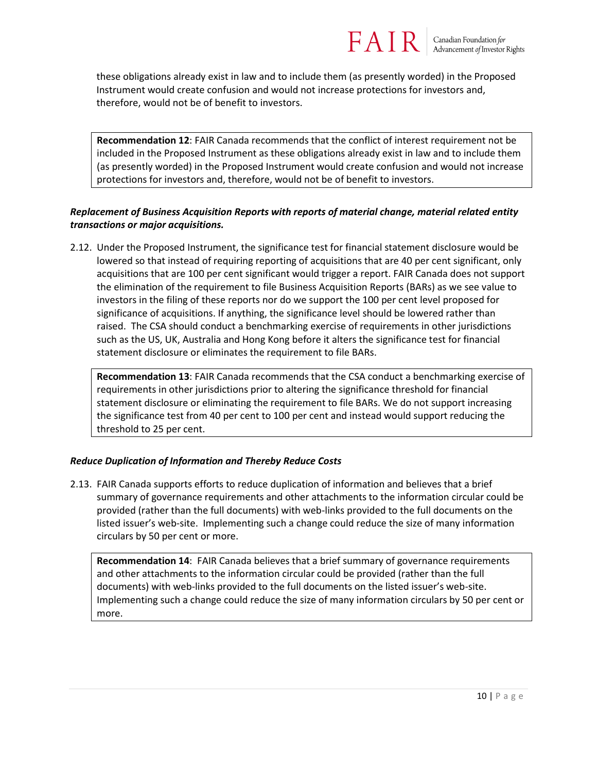these obligations already exist in law and to include them (as presently worded) in the Proposed Instrument would create confusion and would not increase protections for investors and, therefore, would not be of benefit to investors.

> **Recommendation 12**: FAIR Canada recommends that the conflict of interest requirement not be included in the Proposed Instrument as these obligations already exist in law and to include them (as presently worded) in the Proposed Instrument would create confusion and would not increase protections for investors and, therefore, would not be of benefit to investors.

***Replacement of Business Acquisition Reports with reports of material change, material related entity transactions or major acquisitions.***

2.12. Under the Proposed Instrument, the significance test for financial statement disclosure would be lowered so that instead of requiring reporting of acquisitions that are 40 per cent significant, only acquisitions that are 100 per cent significant would trigger a report. FAIR Canada does not support the elimination of the requirement to file Business Acquisition Reports (BARs) as we see value to investors in the filing of these reports nor do we support the 100 per cent level proposed for significance of acquisitions. If anything, the significance level should be lowered rather than raised. The CSA should conduct a benchmarking exercise of requirements in other jurisdictions such as the US, UK, Australia and Hong Kong before it alters the significance test for financial statement disclosure or eliminates the requirement to file BARs.

> **Recommendation 13**: FAIR Canada recommends that the CSA conduct a benchmarking exercise of requirements in other jurisdictions prior to altering the significance threshold for financial statement disclosure or eliminating the requirement to file BARs. We do not support increasing the significance test from 40 per cent to 100 per cent and instead would support reducing the threshold to 25 per cent.

***Reduce Duplication of Information and Thereby Reduce Costs***

2.13. FAIR Canada supports efforts to reduce duplication of information and believes that a brief summary of governance requirements and other attachments to the information circular could be provided (rather than the full documents) with web-links provided to the full documents on the listed issuer's web-site. Implementing such a change could reduce the size of many information circulars by 50 per cent or more.

> **Recommendation 14**: FAIR Canada believes that a brief summary of governance requirements and other attachments to the information circular could be provided (rather than the full documents) with web-links provided to the full documents on the listed issuer's web-site. Implementing such a change could reduce the size of many information circulars by 50 per cent or more.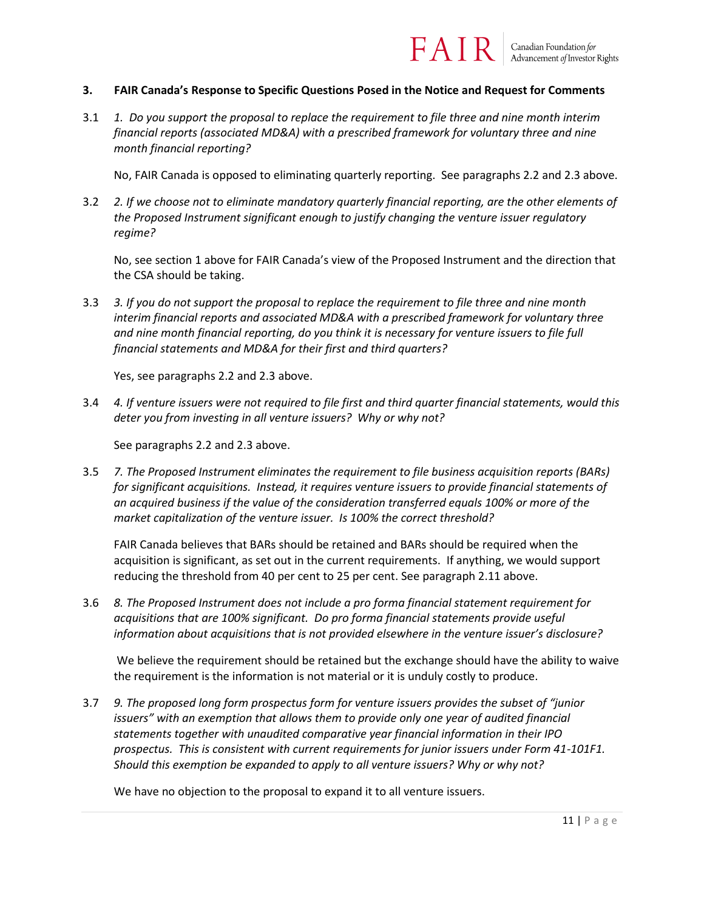## 3. FAIR Canada's Response to Specific Questions Posed in the Notice and Request for Comments

3.1 *1. Do you support the proposal to replace the requirement to file three and nine month interim financial reports (associated MD&A) with a prescribed framework for voluntary three and nine month financial reporting?*

No, FAIR Canada is opposed to eliminating quarterly reporting. See paragraphs 2.2 and 2.3 above.

3.2 *2. If we choose not to eliminate mandatory quarterly financial reporting, are the other elements of the Proposed Instrument significant enough to justify changing the venture issuer regulatory regime?*

No, see section 1 above for FAIR Canada's view of the Proposed Instrument and the direction that the CSA should be taking.

3.3 *3. If you do not support the proposal to replace the requirement to file three and nine month interim financial reports and associated MD&A with a prescribed framework for voluntary three and nine month financial reporting, do you think it is necessary for venture issuers to file full financial statements and MD&A for their first and third quarters?*

Yes, see paragraphs 2.2 and 2.3 above.

3.4 *4. If venture issuers were not required to file first and third quarter financial statements, would this deter you from investing in all venture issuers? Why or why not?*

See paragraphs 2.2 and 2.3 above.

3.5 *7. The Proposed Instrument eliminates the requirement to file business acquisition reports (BARs) for significant acquisitions. Instead, it requires venture issuers to provide financial statements of an acquired business if the value of the consideration transferred equals 100% or more of the market capitalization of the venture issuer. Is 100% the correct threshold?*

FAIR Canada believes that BARs should be retained and BARs should be required when the acquisition is significant, as set out in the current requirements. If anything, we would support reducing the threshold from 40 per cent to 25 per cent. See paragraph 2.11 above.

3.6 *8. The Proposed Instrument does not include a pro forma financial statement requirement for acquisitions that are 100% significant. Do pro forma financial statements provide useful information about acquisitions that is not provided elsewhere in the venture issuer's disclosure?*

We believe the requirement should be retained but the exchange should have the ability to waive the requirement is the information is not material or it is unduly costly to produce.

3.7 *9. The proposed long form prospectus form for venture issuers provides the subset of "junior issuers" with an exemption that allows them to provide only one year of audited financial statements together with unaudited comparative year financial information in their IPO prospectus. This is consistent with current requirements for junior issuers under Form 41-101F1. Should this exemption be expanded to apply to all venture issuers? Why or why not?*

We have no objection to the proposal to expand it to all venture issuers.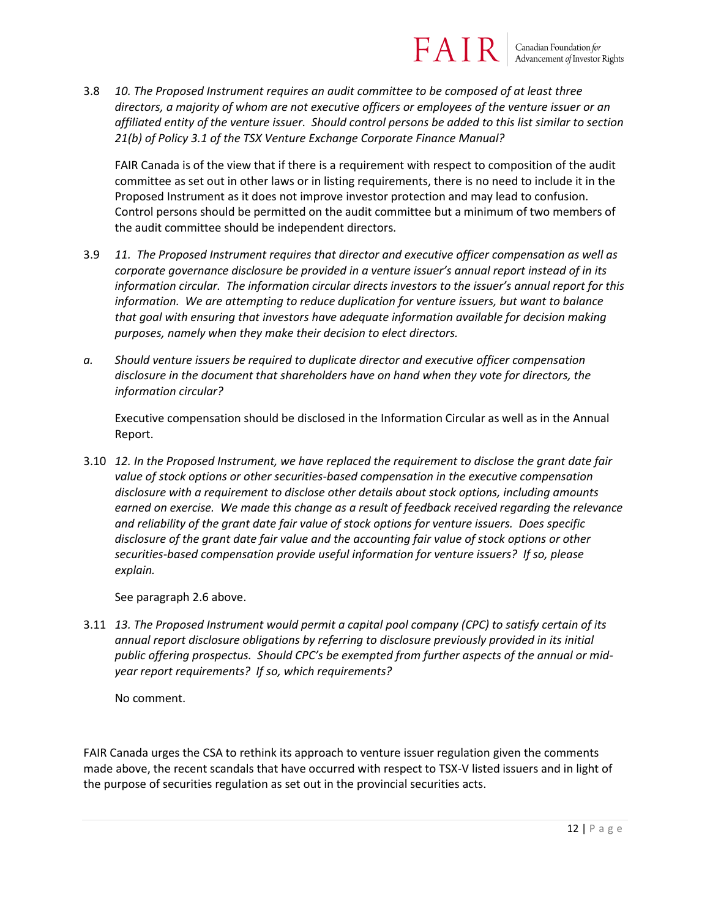3.8 *10. The Proposed Instrument requires an audit committee to be composed of at least three directors, a majority of whom are not executive officers or employees of the venture issuer or an affiliated entity of the venture issuer. Should control persons be added to this list similar to section 21(b) of Policy 3.1 of the TSX Venture Exchange Corporate Finance Manual?*

FAIR Canada is of the view that if there is a requirement with respect to composition of the audit committee as set out in other laws or in listing requirements, there is no need to include it in the Proposed Instrument as it does not improve investor protection and may lead to confusion. Control persons should be permitted on the audit committee but a minimum of two members of the audit committee should be independent directors.

3.9 *11. The Proposed Instrument requires that director and executive officer compensation as well as corporate governance disclosure be provided in a venture issuer's annual report instead of in its information circular. The information circular directs investors to the issuer's annual report for this information. We are attempting to reduce duplication for venture issuers, but want to balance that goal with ensuring that investors have adequate information available for decision making purposes, namely when they make their decision to elect directors.*

*a. Should venture issuers be required to duplicate director and executive officer compensation disclosure in the document that shareholders have on hand when they vote for directors, the information circular?*

Executive compensation should be disclosed in the Information Circular as well as in the Annual Report.

3.10 *12. In the Proposed Instrument, we have replaced the requirement to disclose the grant date fair value of stock options or other securities-based compensation in the executive compensation disclosure with a requirement to disclose other details about stock options, including amounts earned on exercise. We made this change as a result of feedback received regarding the relevance and reliability of the grant date fair value of stock options for venture issuers. Does specific disclosure of the grant date fair value and the accounting fair value of stock options or other securities-based compensation provide useful information for venture issuers? If so, please explain.*

See paragraph 2.6 above.

3.11 *13. The Proposed Instrument would permit a capital pool company (CPC) to satisfy certain of its annual report disclosure obligations by referring to disclosure previously provided in its initial public offering prospectus. Should CPC's be exempted from further aspects of the annual or mid-year report requirements? If so, which requirements?*

No comment.

FAIR Canada urges the CSA to rethink its approach to venture issuer regulation given the comments made above, the recent scandals that have occurred with respect to TSX-V listed issuers and in light of the purpose of securities regulation as set out in the provincial securities acts.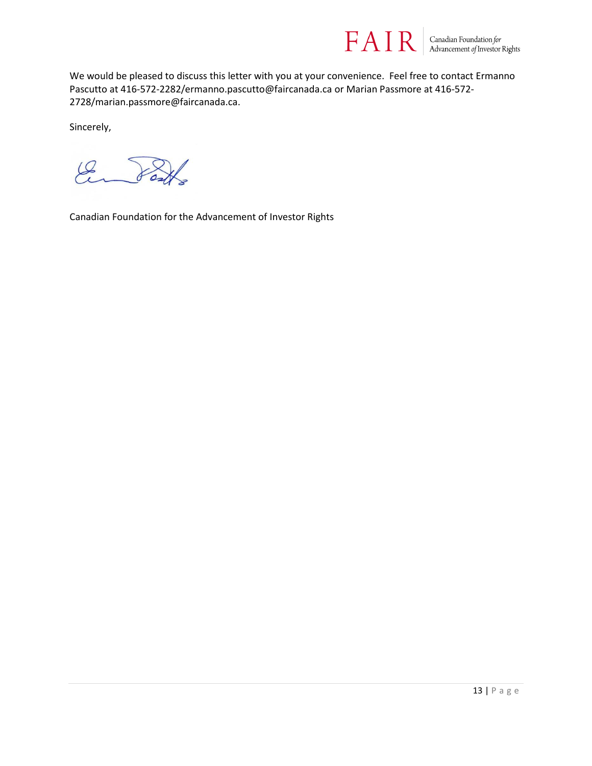We would be pleased to discuss this letter with you at your convenience. Feel free to contact Ermanno Pascutto at 416-572-2282/ermanno.pascutto@faircanada.ca or Marian Passmore at 416-572-2728/marian.passmore@faircanada.ca.

Sincerely,

Canadian Foundation for the Advancement of Investor Rights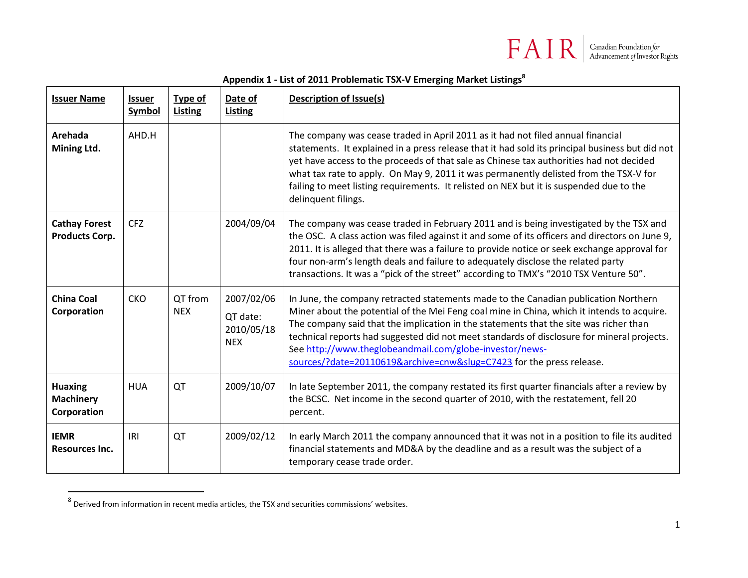## Appendix 1 - List of 2011 Problematic TSX-V Emerging Market Listings[8]

| Issuer Name | Issuer Symbol | Type of Listing | Date of Listing | Description of Issue(s) |
|---|---|---|---|---|
| **Arehada Mining Ltd.** | AHD.H | | | The company was cease traded in April 2011 as it had not filed annual financial statements. It explained in a press release that it had sold its principal business but did not yet have access to the proceeds of that sale as Chinese tax authorities had not decided what tax rate to apply. On May 9, 2011 it was permanently delisted from the TSX-V for failing to meet listing requirements. It relisted on NEX but it is suspended due to the delinquent filings. |
| **Cathay Forest Products Corp.** | CFZ | | 2004/09/04 | The company was cease traded in February 2011 and is being investigated by the TSX and the OSC. A class action was filed against it and some of its officers and directors on June 9, 2011. It is alleged that there was a failure to provide notice or seek exchange approval for four non-arm's length deals and failure to adequately disclose the related party transactions. It was a "pick of the street" according to TMX's "2010 TSX Venture 50". |
| **China Coal Corporation** | CKO | QT from NEX | 2007/02/06 QT date: 2010/05/18 NEX | In June, the company retracted statements made to the Canadian publication Northern Miner about the potential of the Mei Feng coal mine in China, which it intends to acquire. The company said that the implication in the statements that the site was richer than technical reports had suggested did not meet standards of disclosure for mineral projects. See [http://www.theglobeandmail.com/globe-investor/news-sources/?date=20110619&archive=cnw&slug=C7423](http://www.theglobeandmail.com/globe-investor/news-sources/?date=20110619&archive=cnw&slug=C7423) for the press release. |
| **Huaxing Machinery Corporation** | HUA | QT | 2009/10/07 | In late September 2011, the company restated its first quarter financials after a review by the BCSC. Net income in the second quarter of 2010, with the restatement, fell 20 percent. |
| **IEMR Resources Inc.** | IRI | QT | 2009/02/12 | In early March 2011 the company announced that it was not in a position to file its audited financial statements and MD&A by the deadline and as a result was the subject of a temporary cease trade order. |

[8] Derived from information in recent media articles, the TSX and securities commissions' websites.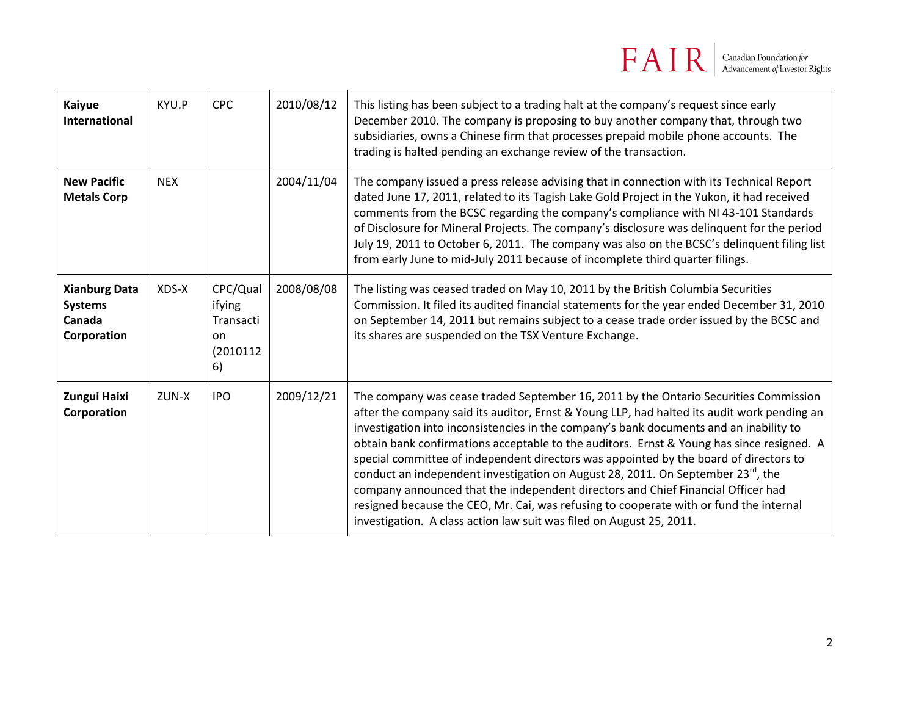| | | | | |
|---|---|---|---|---|
| **Kaiyue International** | KYU.P | CPC | 2010/08/12 | This listing has been subject to a trading halt at the company's request since early December 2010. The company is proposing to buy another company that, through two subsidiaries, owns a Chinese firm that processes prepaid mobile phone accounts. The trading is halted pending an exchange review of the transaction. |
| **New Pacific Metals Corp** | NEX | | 2004/11/04 | The company issued a press release advising that in connection with its Technical Report dated June 17, 2011, related to its Tagish Lake Gold Project in the Yukon, it had received comments from the BCSC regarding the company's compliance with NI 43-101 Standards of Disclosure for Mineral Projects. The company's disclosure was delinquent for the period July 19, 2011 to October 6, 2011. The company was also on the BCSC's delinquent filing list from early June to mid-July 2011 because of incomplete third quarter filings. |
| **Xianburg Data Systems Canada Corporation** | XDS-X | CPC/Qualifying Transaction (20101126) | 2008/08/08 | The listing was ceased traded on May 10, 2011 by the British Columbia Securities Commission. It filed its audited financial statements for the year ended December 31, 2010 on September 14, 2011 but remains subject to a cease trade order issued by the BCSC and its shares are suspended on the TSX Venture Exchange. |
| **Zungui Haixi Corporation** | ZUN-X | IPO | 2009/12/21 | The company was cease traded September 16, 2011 by the Ontario Securities Commission after the company said its auditor, Ernst & Young LLP, had halted its audit work pending an investigation into inconsistencies in the company's bank documents and an inability to obtain bank confirmations acceptable to the auditors. Ernst & Young has since resigned. A special committee of independent directors was appointed by the board of directors to conduct an independent investigation on August 28, 2011. On September 23rd, the company announced that the independent directors and Chief Financial Officer had resigned because the CEO, Mr. Cai, was refusing to cooperate with or fund the internal investigation. A class action law suit was filed on August 25, 2011. |